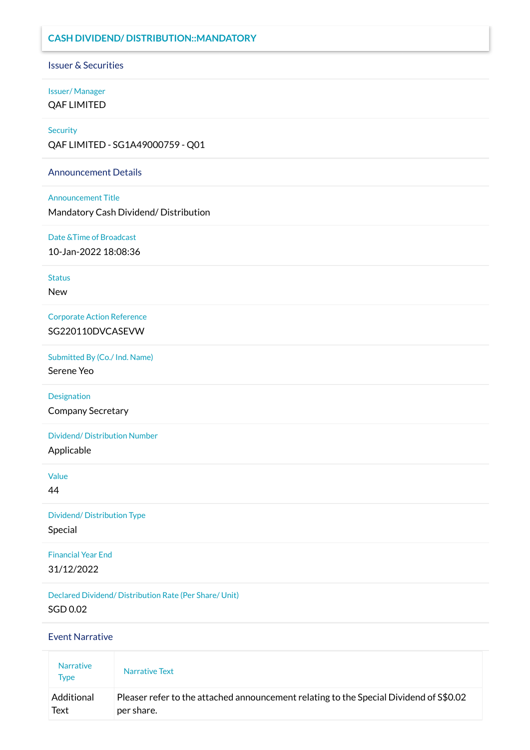# CASH DIVIDEND/ DISTRIBUTION::MANDATORY

## Issuer & Securities

**Issuer/ Manager**

QAF LIMITED

**Security**

QAF LIMITED - SG1A49000759 - Q01

## Announcement Details

**Announcement Title**

Mandatory Cash Dividend/ Distribution

**Date &Time of Broadcast**

10-Jan-2022 18:08:36

**Status**

New

**Corporate Action Reference**

SG220110DVCASEVW

**Submitted By (Co./ Ind. Name)**

Serene Yeo

**Designation**

Company Secretary

**Dividend/ Distribution Number**

Applicable

**Value**

44

**Dividend/ Distribution Type**

Special

**Financial Year End**

31/12/2022

**Declared Dividend/ Distribution Rate (Per Share/ Unit)**

SGD 0.02

## Event Narrative

| Narrative Type | Narrative Text |
| --- | --- |
| Additional Text | Pleaser refer to the attached announcement relating to the Special Dividend of S$0.02 per share. |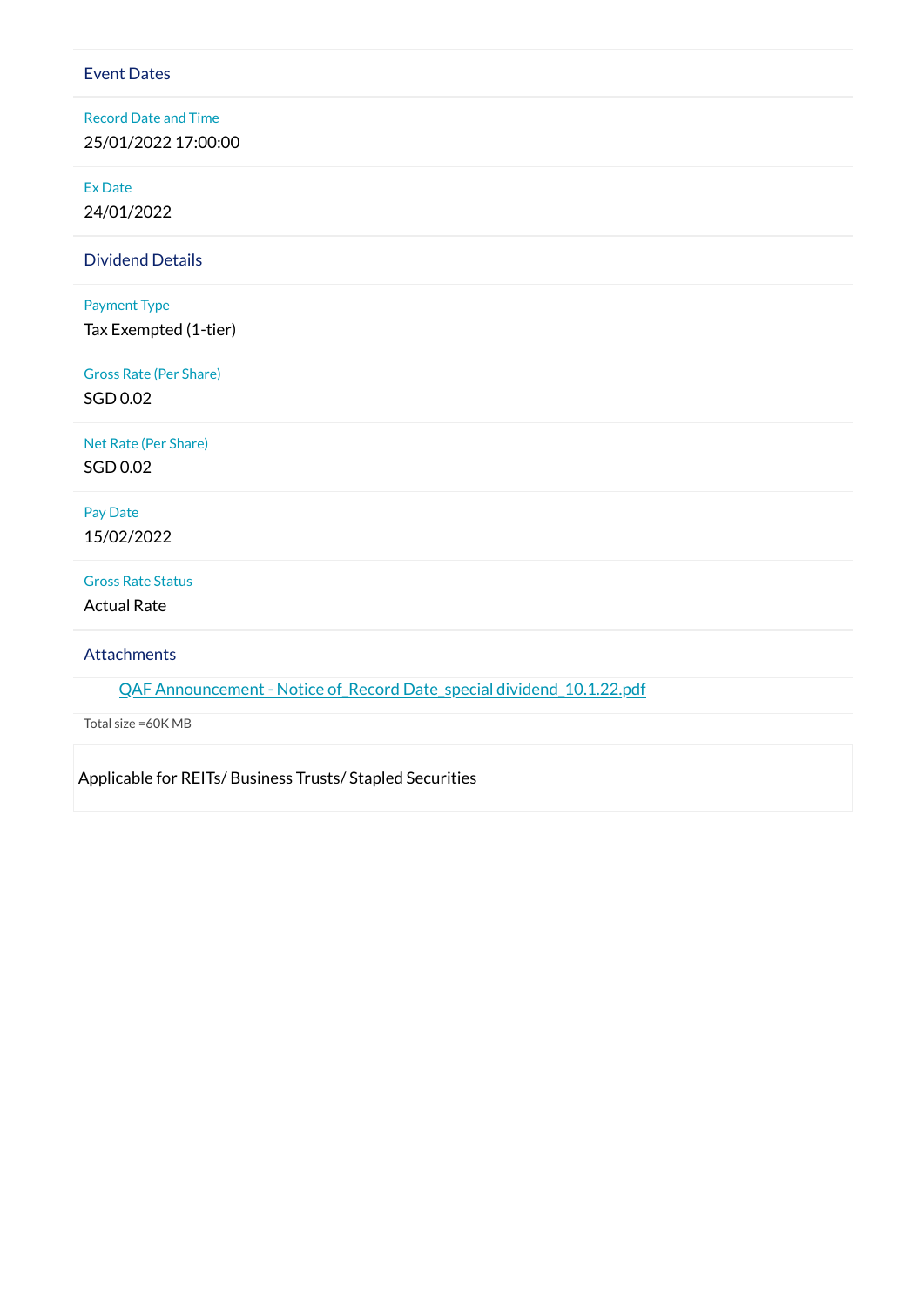## Event Dates

Record Date and Time

25/01/2022 17:00:00

Ex Date

24/01/2022

## Dividend Details

Payment Type

Tax Exempted (1-tier)

Gross Rate (Per Share)

SGD 0.02

Net Rate (Per Share)

SGD 0.02

Pay Date

15/02/2022

Gross Rate Status

Actual Rate

## Attachments

QAF Announcement - Notice of_Record Date_special dividend_10.1.22.pdf

Total size =60K MB

Applicable for REITs/ Business Trusts/ Stapled Securities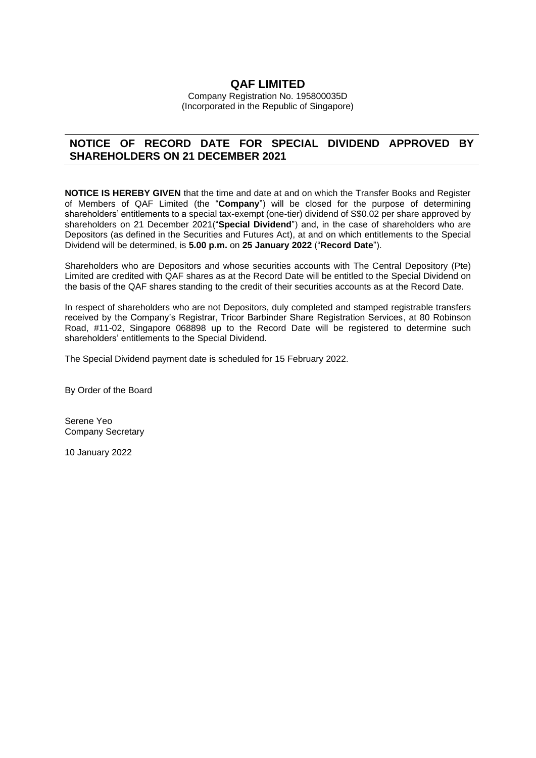# QAF LIMITED

Company Registration No. 195800035D
(Incorporated in the Republic of Singapore)

## NOTICE OF RECORD DATE FOR SPECIAL DIVIDEND APPROVED BY SHAREHOLDERS ON 21 DECEMBER 2021

**NOTICE IS HEREBY GIVEN** that the time and date at and on which the Transfer Books and Register of Members of QAF Limited (the "**Company**") will be closed for the purpose of determining shareholders' entitlements to a special tax-exempt (one-tier) dividend of S$0.02 per share approved by shareholders on 21 December 2021("**Special Dividend**") and, in the case of shareholders who are Depositors (as defined in the Securities and Futures Act), at and on which entitlements to the Special Dividend will be determined, is **5.00 p.m.** on **25 January 2022** ("**Record Date**").

Shareholders who are Depositors and whose securities accounts with The Central Depository (Pte) Limited are credited with QAF shares as at the Record Date will be entitled to the Special Dividend on the basis of the QAF shares standing to the credit of their securities accounts as at the Record Date.

In respect of shareholders who are not Depositors, duly completed and stamped registrable transfers received by the Company's Registrar, Tricor Barbinder Share Registration Services, at 80 Robinson Road, #11-02, Singapore 068898 up to the Record Date will be registered to determine such shareholders' entitlements to the Special Dividend.

The Special Dividend payment date is scheduled for 15 February 2022.

By Order of the Board

Serene Yeo
Company Secretary

10 January 2022